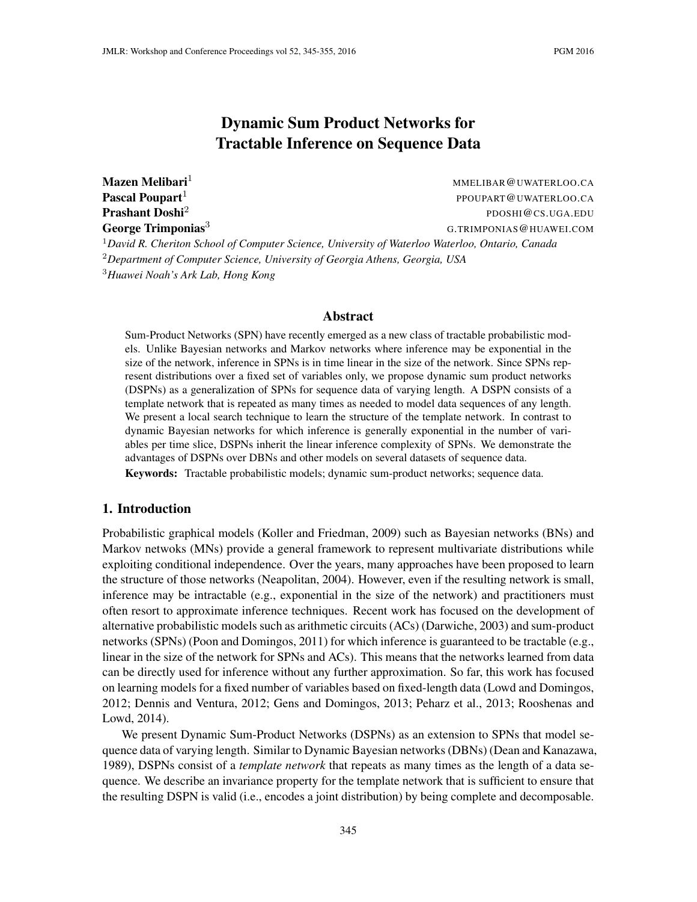# Dynamic Sum Product Networks for Tractable Inference on Sequence Data

**Mazen Melibari**[1] MMELIBAR@UWATERLOO.CA
**Pascal Poupart**[1] PPOUPART@UWATERLOO.CA
**Prashant Doshi**[2] PDOSHI@CS.UGA.EDU
**George Trimponias**[3] G.TRIMPONIAS@HUAWEI.COM

[1] *David R. Cheriton School of Computer Science, University of Waterloo Waterloo, Ontario, Canada*
[2] *Department of Computer Science, University of Georgia Athens, Georgia, USA*
[3] *Huawei Noah's Ark Lab, Hong Kong*

## Abstract

Sum-Product Networks (SPN) have recently emerged as a new class of tractable probabilistic models. Unlike Bayesian networks and Markov networks where inference may be exponential in the size of the network, inference in SPNs is in time linear in the size of the network. Since SPNs represent distributions over a fixed set of variables only, we propose dynamic sum product networks (DSPNs) as a generalization of SPNs for sequence data of varying length. A DSPN consists of a template network that is repeated as many times as needed to model data sequences of any length. We present a local search technique to learn the structure of the template network. In contrast to dynamic Bayesian networks for which inference is generally exponential in the number of variables per time slice, DSPNs inherit the linear inference complexity of SPNs. We demonstrate the advantages of DSPNs over DBNs and other models on several datasets of sequence data.

**Keywords:** Tractable probabilistic models; dynamic sum-product networks; sequence data.

## 1. Introduction

Probabilistic graphical models (Koller and Friedman, 2009) such as Bayesian networks (BNs) and Markov netwoks (MNs) provide a general framework to represent multivariate distributions while exploiting conditional independence. Over the years, many approaches have been proposed to learn the structure of those networks (Neapolitan, 2004). However, even if the resulting network is small, inference may be intractable (e.g., exponential in the size of the network) and practitioners must often resort to approximate inference techniques. Recent work has focused on the development of alternative probabilistic models such as arithmetic circuits (ACs) (Darwiche, 2003) and sum-product networks (SPNs) (Poon and Domingos, 2011) for which inference is guaranteed to be tractable (e.g., linear in the size of the network for SPNs and ACs). This means that the networks learned from data can be directly used for inference without any further approximation. So far, this work has focused on learning models for a fixed number of variables based on fixed-length data (Lowd and Domingos, 2012; Dennis and Ventura, 2012; Gens and Domingos, 2013; Peharz et al., 2013; Rooshenas and Lowd, 2014).

We present Dynamic Sum-Product Networks (DSPNs) as an extension to SPNs that model sequence data of varying length. Similar to Dynamic Bayesian networks (DBNs) (Dean and Kanazawa, 1989), DSPNs consist of a *template network* that repeats as many times as the length of a data sequence. We describe an invariance property for the template network that is sufficient to ensure that the resulting DSPN is valid (i.e., encodes a joint distribution) by being complete and decomposable.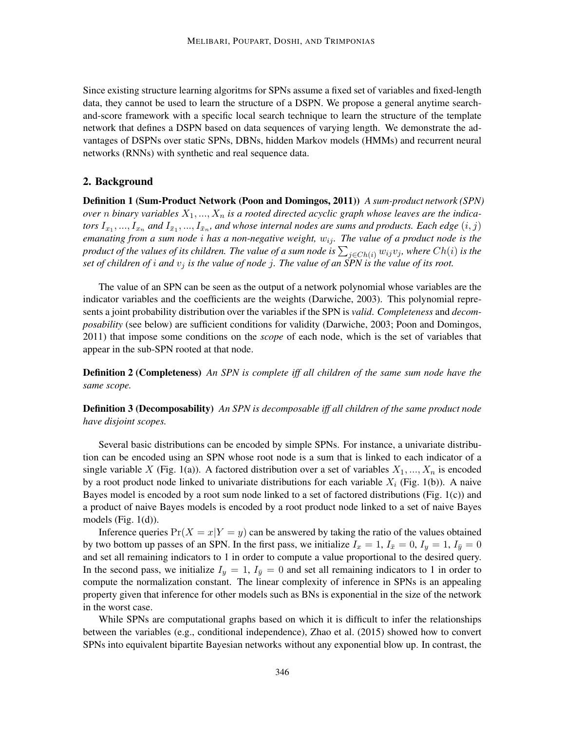Since existing structure learning algoritms for SPNs assume a fixed set of variables and fixed-length data, they cannot be used to learn the structure of a DSPN. We propose a general anytime search-and-score framework with a specific local search technique to learn the structure of the template network that defines a DSPN based on data sequences of varying length. We demonstrate the advantages of DSPNs over static SPNs, DBNs, hidden Markov models (HMMs) and recurrent neural networks (RNNs) with synthetic and real sequence data.

## 2. Background

**Definition 1 (Sum-Product Network (Poon and Domingos, 2011))** *A sum-product network (SPN) over $n$ binary variables $X_1, ..., X_n$ is a rooted directed acyclic graph whose leaves are the indicators $I_{x_1}, ..., I_{x_n}$ and $I_{\bar{x}_1}, ..., I_{\bar{x}_n}$, and whose internal nodes are sums and products. Each edge $(i, j)$ emanating from a sum node $i$ has a non-negative weight, $w_{ij}$. The value of a product node is the product of the values of its children. The value of a sum node is $\sum_{j \in Ch(i)} w_{ij} v_j$, where $Ch(i)$ is the set of children of $i$ and $v_j$ is the value of node $j$. The value of an SPN is the value of its root.*

The value of an SPN can be seen as the output of a network polynomial whose variables are the indicator variables and the coefficients are the weights (Darwiche, 2003). This polynomial represents a joint probability distribution over the variables if the SPN is *valid*. *Completeness* and *decomposability* (see below) are sufficient conditions for validity (Darwiche, 2003; Poon and Domingos, 2011) that impose some conditions on the *scope* of each node, which is the set of variables that appear in the sub-SPN rooted at that node.

**Definition 2 (Completeness)** *An SPN is complete iff all children of the same sum node have the same scope.*

**Definition 3 (Decomposability)** *An SPN is decomposable iff all children of the same product node have disjoint scopes.*

Several basic distributions can be encoded by simple SPNs. For instance, a univariate distribution can be encoded using an SPN whose root node is a sum that is linked to each indicator of a single variable $X$ (Fig. 1(a)). A factored distribution over a set of variables $X_1, ..., X_n$ is encoded by a root product node linked to univariate distributions for each variable $X_i$ (Fig. 1(b)). A naive Bayes model is encoded by a root sum node linked to a set of factored distributions (Fig. 1(c)) and a product of naive Bayes models is encoded by a root product node linked to a set of naive Bayes models (Fig. 1(d)).

Inference queries $\Pr(X = x|Y = y)$ can be answered by taking the ratio of the values obtained by two bottom up passes of an SPN. In the first pass, we initialize $I_x = 1$, $I_{\bar{x}} = 0$, $I_y = 1$, $I_{\bar{y}} = 0$ and set all remaining indicators to 1 in order to compute a value proportional to the desired query. In the second pass, we initialize $I_y = 1$, $I_{\bar{y}} = 0$ and set all remaining indicators to 1 in order to compute the normalization constant. The linear complexity of inference in SPNs is an appealing property given that inference for other models such as BNs is exponential in the size of the network in the worst case.

While SPNs are computational graphs based on which it is difficult to infer the relationships between the variables (e.g., conditional independence), Zhao et al. (2015) showed how to convert SPNs into equivalent bipartite Bayesian networks without any exponential blow up. In contrast, the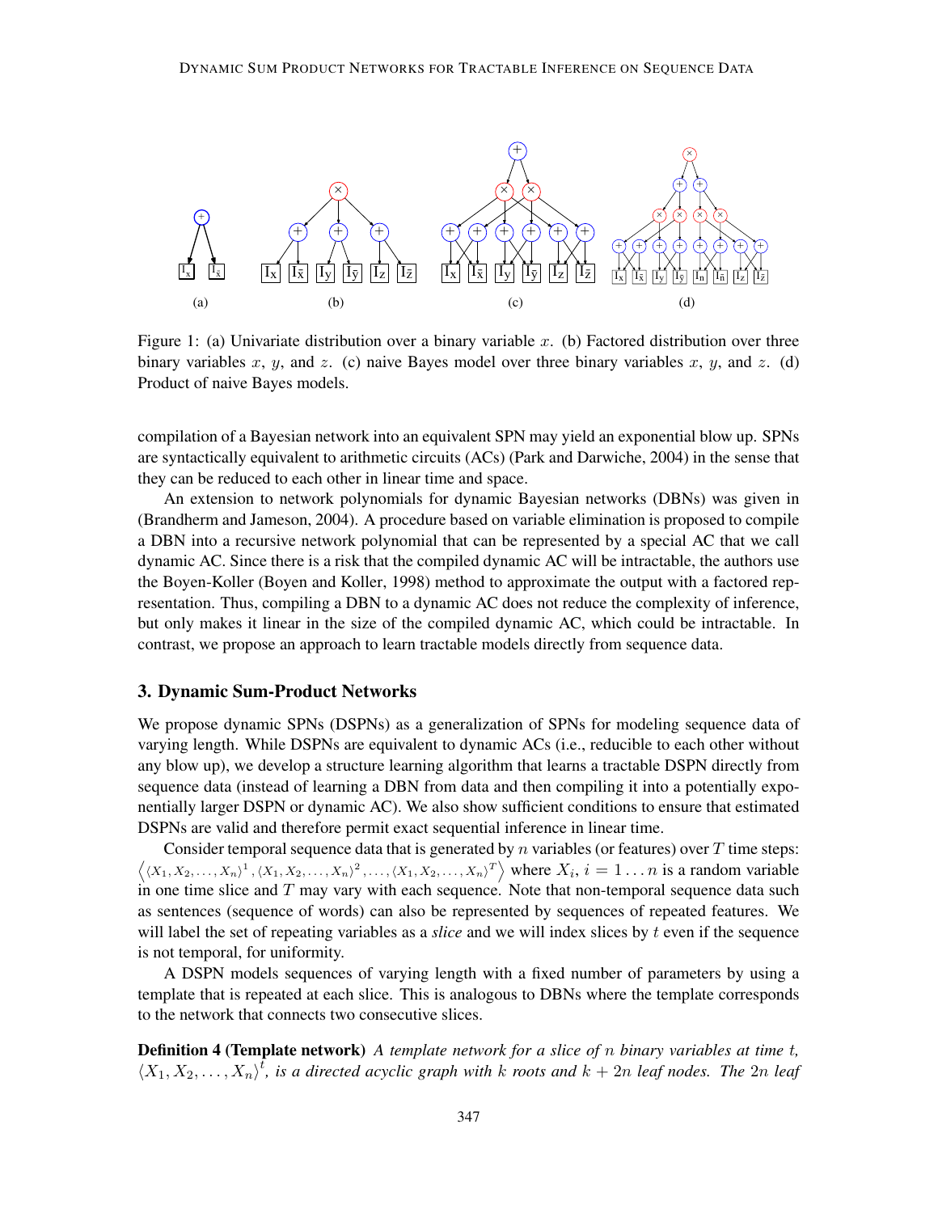Figure 1: (a) Univariate distribution over a binary variable $x$. (b) Factored distribution over three binary variables $x$, $y$, and $z$. (c) naive Bayes model over three binary variables $x$, $y$, and $z$. (d) Product of naive Bayes models.

compilation of a Bayesian network into an equivalent SPN may yield an exponential blow up. SPNs are syntactically equivalent to arithmetic circuits (ACs) (Park and Darwiche, 2004) in the sense that they can be reduced to each other in linear time and space.

An extension to network polynomials for dynamic Bayesian networks (DBNs) was given in (Brandherm and Jameson, 2004). A procedure based on variable elimination is proposed to compile a DBN into a recursive network polynomial that can be represented by a special AC that we call dynamic AC. Since there is a risk that the compiled dynamic AC will be intractable, the authors use the Boyen-Koller (Boyen and Koller, 1998) method to approximate the output with a factored representation. Thus, compiling a DBN to a dynamic AC does not reduce the complexity of inference, but only makes it linear in the size of the compiled dynamic AC, which could be intractable. In contrast, we propose an approach to learn tractable models directly from sequence data.

## 3. Dynamic Sum-Product Networks

We propose dynamic SPNs (DSPNs) as a generalization of SPNs for modeling sequence data of varying length. While DSPNs are equivalent to dynamic ACs (i.e., reducible to each other without any blow up), we develop a structure learning algorithm that learns a tractable DSPN directly from sequence data (instead of learning a DBN from data and then compiling it into a potentially exponentially larger DSPN or dynamic AC). We also show sufficient conditions to ensure that estimated DSPNs are valid and therefore permit exact sequential inference in linear time.

Consider temporal sequence data that is generated by $n$ variables (or features) over $T$ time steps: $\left\langle \langle X_1, X_2, \ldots, X_n \rangle^1, \langle X_1, X_2, \ldots, X_n \rangle^2, \ldots, \langle X_1, X_2, \ldots, X_n \rangle^T \right\rangle$ where $X_i$, $i = 1 \ldots n$ is a random variable in one time slice and $T$ may vary with each sequence. Note that non-temporal sequence data such as sentences (sequence of words) can also be represented by sequences of repeated features. We will label the set of repeating variables as a *slice* and we will index slices by $t$ even if the sequence is not temporal, for uniformity.

A DSPN models sequences of varying length with a fixed number of parameters by using a template that is repeated at each slice. This is analogous to DBNs where the template corresponds to the network that connects two consecutive slices.

**Definition 4 (Template network)** *A template network for a slice of $n$ binary variables at time $t$, $\langle X_1, X_2, \ldots, X_n \rangle^t$, is a directed acyclic graph with $k$ roots and $k + 2n$ leaf nodes. The $2n$ leaf*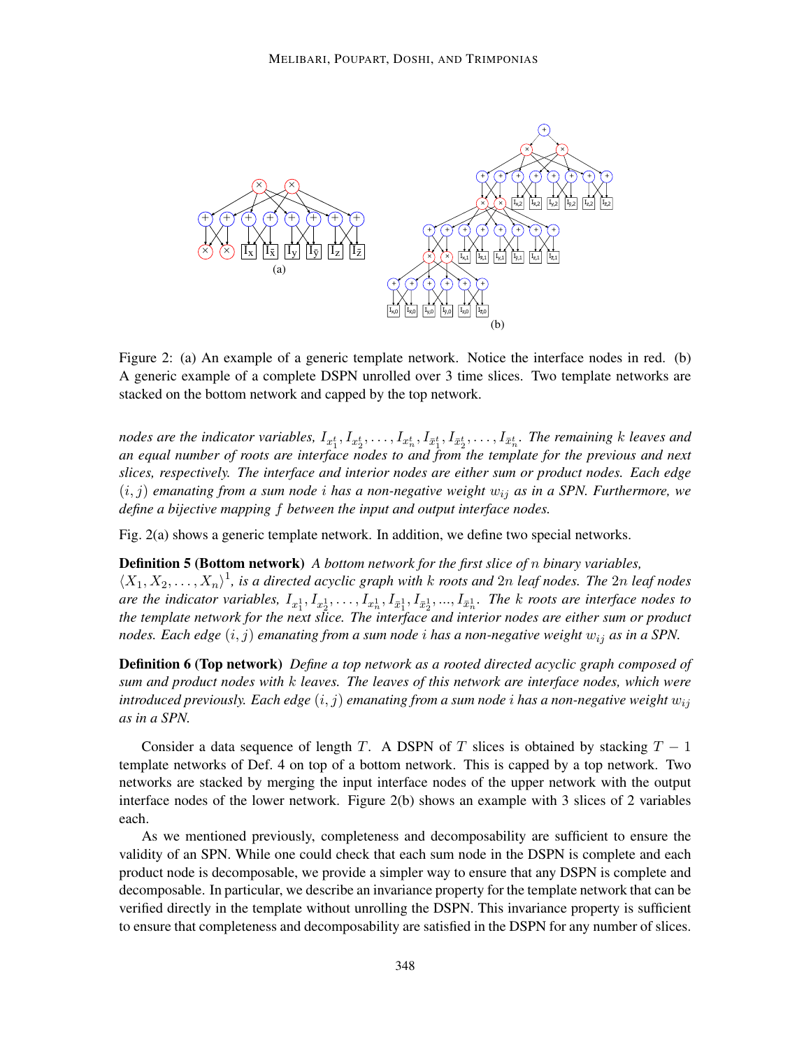Figure 2: (a) An example of a generic template network. Notice the interface nodes in red. (b) A generic example of a complete DSPN unrolled over 3 time slices. Two template networks are stacked on the bottom network and capped by the top network.

*nodes are the indicator variables, $I_{x_1^t}, I_{x_2^t}, \ldots, I_{x_n^t}, I_{\bar{x}_1^t}, I_{\bar{x}_2^t}, \ldots, I_{\bar{x}_n^t}$. The remaining $k$ leaves and an equal number of roots are interface nodes to and from the template for the previous and next slices, respectively. The interface and interior nodes are either sum or product nodes. Each edge $(i, j)$ emanating from a sum node $i$ has a non-negative weight $w_{ij}$ as in a SPN. Furthermore, we define a bijective mapping $f$ between the input and output interface nodes.*

Fig. 2(a) shows a generic template network. In addition, we define two special networks.

**Definition 5 (Bottom network)** *A bottom network for the first slice of $n$ binary variables, $\langle X_1, X_2, \ldots, X_n\rangle^1$, is a directed acyclic graph with $k$ roots and $2n$ leaf nodes. The $2n$ leaf nodes are the indicator variables, $I_{x_1^1}, I_{x_2^1}, \ldots, I_{x_n^1}, I_{\bar{x}_1^1}, I_{\bar{x}_2^1}, ..., I_{\bar{x}_n^1}$. The $k$ roots are interface nodes to the template network for the next slice. The interface and interior nodes are either sum or product nodes. Each edge $(i, j)$ emanating from a sum node $i$ has a non-negative weight $w_{ij}$ as in a SPN.*

**Definition 6 (Top network)** *Define a top network as a rooted directed acyclic graph composed of sum and product nodes with $k$ leaves. The leaves of this network are interface nodes, which were introduced previously. Each edge $(i, j)$ emanating from a sum node $i$ has a non-negative weight $w_{ij}$ as in a SPN.*

Consider a data sequence of length $T$. A DSPN of $T$ slices is obtained by stacking $T - 1$ template networks of Def. 4 on top of a bottom network. This is capped by a top network. Two networks are stacked by merging the input interface nodes of the upper network with the output interface nodes of the lower network. Figure 2(b) shows an example with 3 slices of 2 variables each.

As we mentioned previously, completeness and decomposability are sufficient to ensure the validity of an SPN. While one could check that each sum node in the DSPN is complete and each product node is decomposable, we provide a simpler way to ensure that any DSPN is complete and decomposable. In particular, we describe an invariance property for the template network that can be verified directly in the template without unrolling the DSPN. This invariance property is sufficient to ensure that completeness and decomposability are satisfied in the DSPN for any number of slices.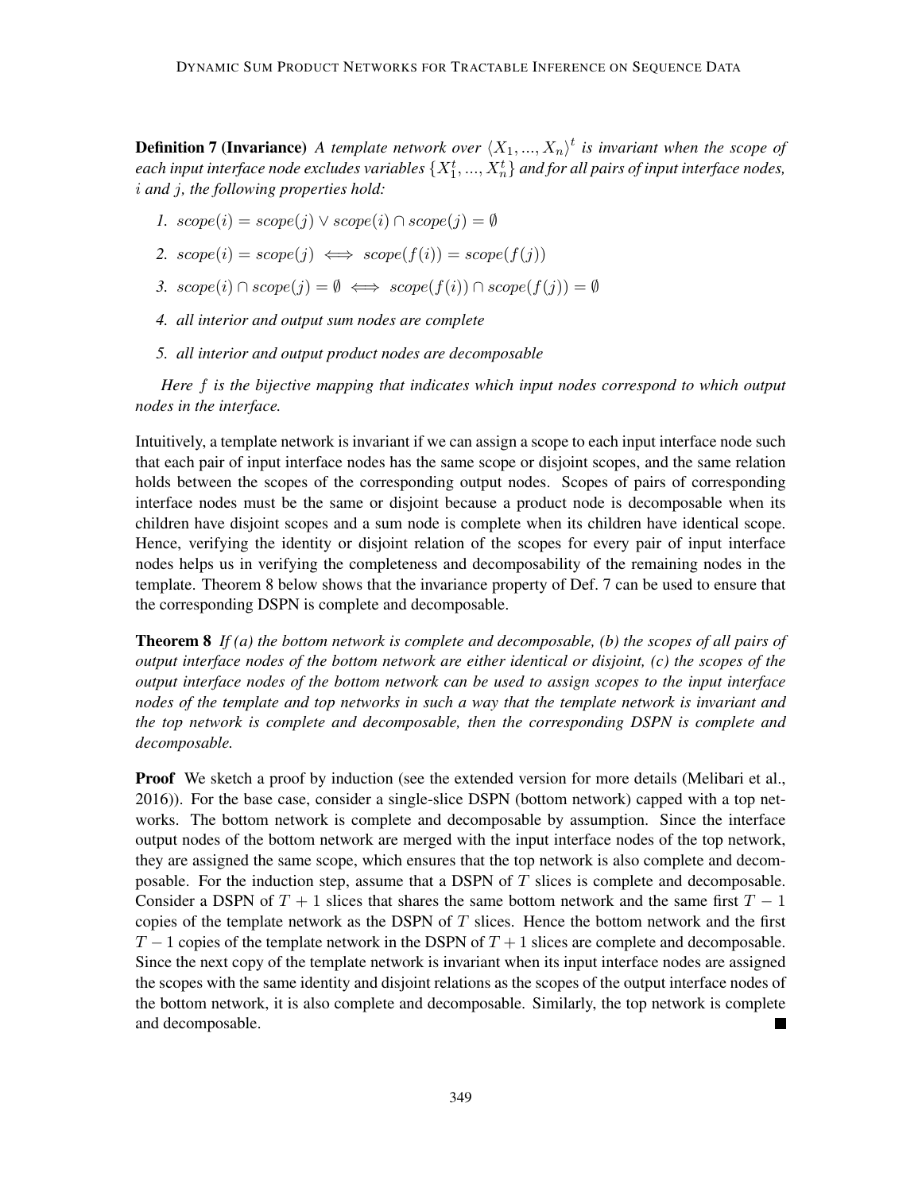**Definition 7 (Invariance)** *A template network over $\langle X_1, ..., X_n \rangle^t$ is invariant when the scope of each input interface node excludes variables $\{X_1^t, ..., X_n^t\}$ and for all pairs of input interface nodes, $i$ and $j$, the following properties hold:*

1. $scope(i) = scope(j) \lor scope(i) \cap scope(j) = \emptyset$
2. $scope(i) = scope(j) \iff scope(f(i)) = scope(f(j))$
3. $scope(i) \cap scope(j) = \emptyset \iff scope(f(i)) \cap scope(f(j)) = \emptyset$
4. *all interior and output sum nodes are complete*
5. *all interior and output product nodes are decomposable*

*Here $f$ is the bijective mapping that indicates which input nodes correspond to which output nodes in the interface.*

Intuitively, a template network is invariant if we can assign a scope to each input interface node such that each pair of input interface nodes has the same scope or disjoint scopes, and the same relation holds between the scopes of the corresponding output nodes. Scopes of pairs of corresponding interface nodes must be the same or disjoint because a product node is decomposable when its children have disjoint scopes and a sum node is complete when its children have identical scope. Hence, verifying the identity or disjoint relation of the scopes for every pair of input interface nodes helps us in verifying the completeness and decomposability of the remaining nodes in the template. Theorem 8 below shows that the invariance property of Def. 7 can be used to ensure that the corresponding DSPN is complete and decomposable.

**Theorem 8** *If (a) the bottom network is complete and decomposable, (b) the scopes of all pairs of output interface nodes of the bottom network are either identical or disjoint, (c) the scopes of the output interface nodes of the bottom network can be used to assign scopes to the input interface nodes of the template and top networks in such a way that the template network is invariant and the top network is complete and decomposable, then the corresponding DSPN is complete and decomposable.*

**Proof** We sketch a proof by induction (see the extended version for more details (Melibari et al., 2016)). For the base case, consider a single-slice DSPN (bottom network) capped with a top networks. The bottom network is complete and decomposable by assumption. Since the interface output nodes of the bottom network are merged with the input interface nodes of the top network, they are assigned the same scope, which ensures that the top network is also complete and decomposable. For the induction step, assume that a DSPN of $T$ slices is complete and decomposable. Consider a DSPN of $T+1$ slices that shares the same bottom network and the same first $T-1$ copies of the template network as the DSPN of $T$ slices. Hence the bottom network and the first $T-1$ copies of the template network in the DSPN of $T+1$ slices are complete and decomposable. Since the next copy of the template network is invariant when its input interface nodes are assigned the scopes with the same identity and disjoint relations as the scopes of the output interface nodes of the bottom network, it is also complete and decomposable. Similarly, the top network is complete and decomposable. ■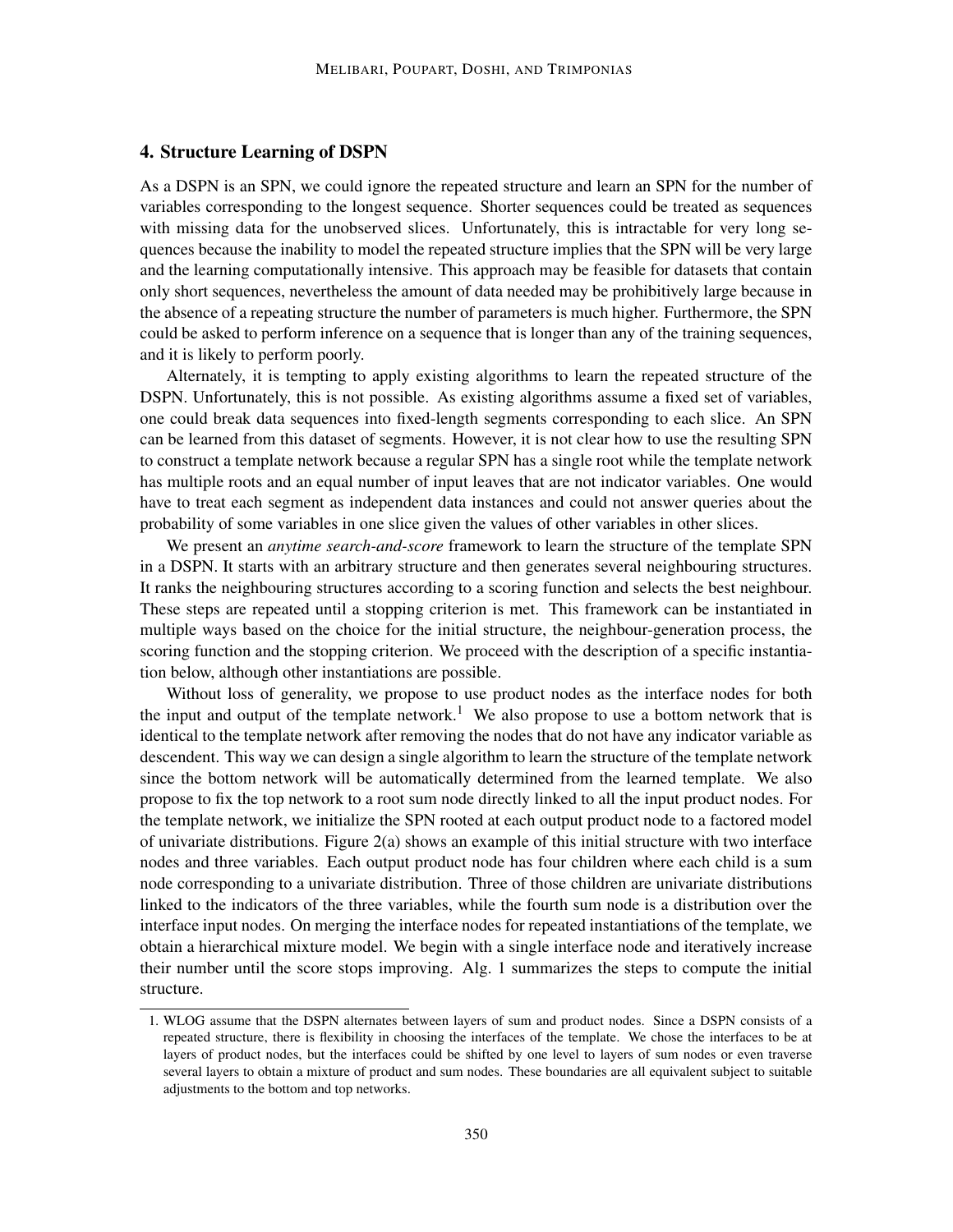## 4. Structure Learning of DSPN

As a DSPN is an SPN, we could ignore the repeated structure and learn an SPN for the number of variables corresponding to the longest sequence. Shorter sequences could be treated as sequences with missing data for the unobserved slices. Unfortunately, this is intractable for very long sequences because the inability to model the repeated structure implies that the SPN will be very large and the learning computationally intensive. This approach may be feasible for datasets that contain only short sequences, nevertheless the amount of data needed may be prohibitively large because in the absence of a repeating structure the number of parameters is much higher. Furthermore, the SPN could be asked to perform inference on a sequence that is longer than any of the training sequences, and it is likely to perform poorly.

Alternately, it is tempting to apply existing algorithms to learn the repeated structure of the DSPN. Unfortunately, this is not possible. As existing algorithms assume a fixed set of variables, one could break data sequences into fixed-length segments corresponding to each slice. An SPN can be learned from this dataset of segments. However, it is not clear how to use the resulting SPN to construct a template network because a regular SPN has a single root while the template network has multiple roots and an equal number of input leaves that are not indicator variables. One would have to treat each segment as independent data instances and could not answer queries about the probability of some variables in one slice given the values of other variables in other slices.

We present an *anytime search-and-score* framework to learn the structure of the template SPN in a DSPN. It starts with an arbitrary structure and then generates several neighbouring structures. It ranks the neighbouring structures according to a scoring function and selects the best neighbour. These steps are repeated until a stopping criterion is met. This framework can be instantiated in multiple ways based on the choice for the initial structure, the neighbour-generation process, the scoring function and the stopping criterion. We proceed with the description of a specific instantiation below, although other instantiations are possible.

Without loss of generality, we propose to use product nodes as the interface nodes for both the input and output of the template network.[1] We also propose to use a bottom network that is identical to the template network after removing the nodes that do not have any indicator variable as descendent. This way we can design a single algorithm to learn the structure of the template network since the bottom network will be automatically determined from the learned template. We also propose to fix the top network to a root sum node directly linked to all the input product nodes. For the template network, we initialize the SPN rooted at each output product node to a factored model of univariate distributions. Figure 2(a) shows an example of this initial structure with two interface nodes and three variables. Each output product node has four children where each child is a sum node corresponding to a univariate distribution. Three of those children are univariate distributions linked to the indicators of the three variables, while the fourth sum node is a distribution over the interface input nodes. On merging the interface nodes for repeated instantiations of the template, we obtain a hierarchical mixture model. We begin with a single interface node and iteratively increase their number until the score stops improving. Alg. 1 summarizes the steps to compute the initial structure.

1. WLOG assume that the DSPN alternates between layers of sum and product nodes. Since a DSPN consists of a repeated structure, there is flexibility in choosing the interfaces of the template. We chose the interfaces to be at layers of product nodes, but the interfaces could be shifted by one level to layers of sum nodes or even traverse several layers to obtain a mixture of product and sum nodes. These boundaries are all equivalent subject to suitable adjustments to the bottom and top networks.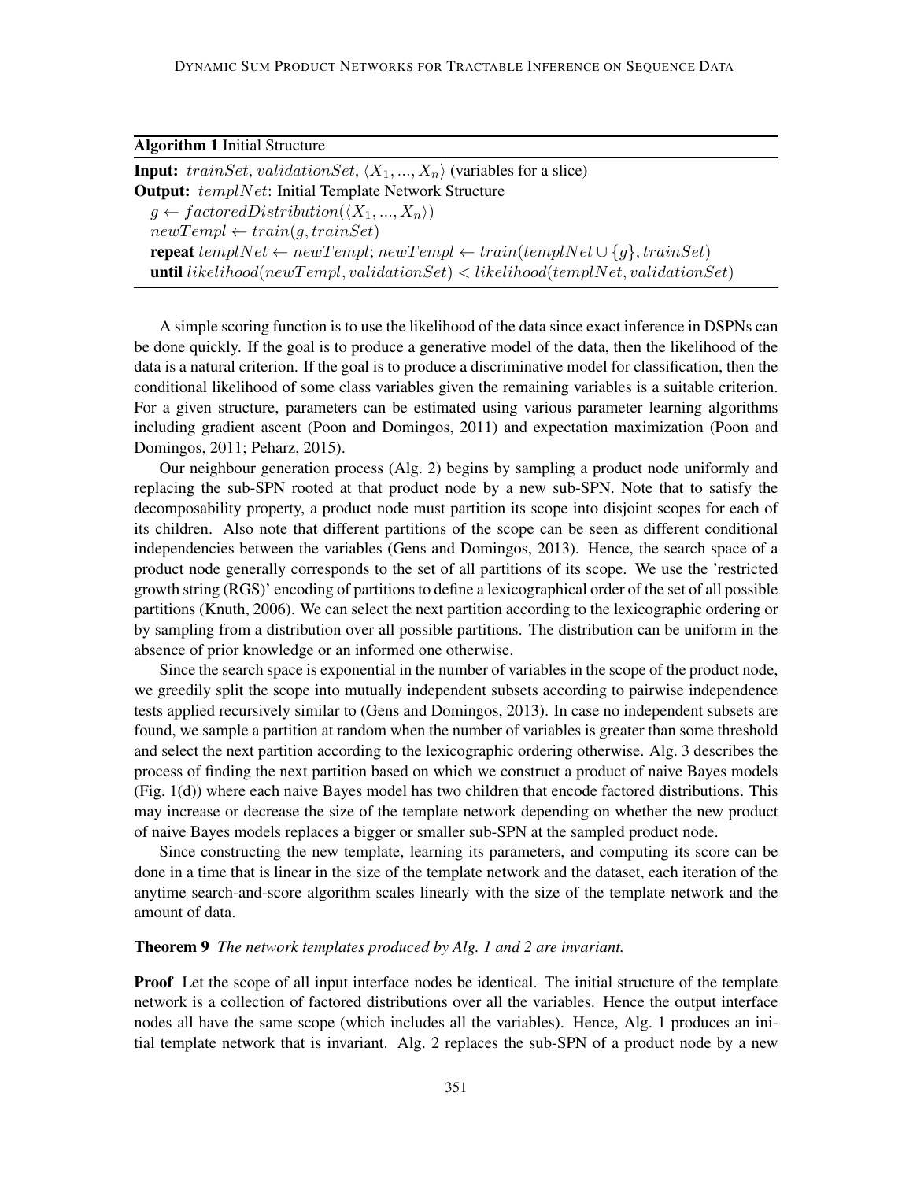**Algorithm 1** Initial Structure

**Input:** $trainSet$, $validationSet$, $\langle X_1, ..., X_n \rangle$ (variables for a slice)
**Output:** $templNet$: Initial Template Network Structure
  $g \leftarrow factoredDistribution(\langle X_1, ..., X_n \rangle)$
  $newTempl \leftarrow train(g, trainSet)$
  **repeat** $templNet \leftarrow newTempl$; $newTempl \leftarrow train(templNet \cup \{g\}, trainSet)$
  **until** $likelihood(newTempl, validationSet) < likelihood(templNet, validationSet)$

A simple scoring function is to use the likelihood of the data since exact inference in DSPNs can be done quickly. If the goal is to produce a generative model of the data, then the likelihood of the data is a natural criterion. If the goal is to produce a discriminative model for classification, then the conditional likelihood of some class variables given the remaining variables is a suitable criterion. For a given structure, parameters can be estimated using various parameter learning algorithms including gradient ascent (Poon and Domingos, 2011) and expectation maximization (Poon and Domingos, 2011; Peharz, 2015).

Our neighbour generation process (Alg. 2) begins by sampling a product node uniformly and replacing the sub-SPN rooted at that product node by a new sub-SPN. Note that to satisfy the decomposability property, a product node must partition its scope into disjoint scopes for each of its children. Also note that different partitions of the scope can be seen as different conditional independencies between the variables (Gens and Domingos, 2013). Hence, the search space of a product node generally corresponds to the set of all partitions of its scope. We use the 'restricted growth string (RGS)' encoding of partitions to define a lexicographical order of the set of all possible partitions (Knuth, 2006). We can select the next partition according to the lexicographic ordering or by sampling from a distribution over all possible partitions. The distribution can be uniform in the absence of prior knowledge or an informed one otherwise.

Since the search space is exponential in the number of variables in the scope of the product node, we greedily split the scope into mutually independent subsets according to pairwise independence tests applied recursively similar to (Gens and Domingos, 2013). In case no independent subsets are found, we sample a partition at random when the number of variables is greater than some threshold and select the next partition according to the lexicographic ordering otherwise. Alg. 3 describes the process of finding the next partition based on which we construct a product of naive Bayes models (Fig. 1(d)) where each naive Bayes model has two children that encode factored distributions. This may increase or decrease the size of the template network depending on whether the new product of naive Bayes models replaces a bigger or smaller sub-SPN at the sampled product node.

Since constructing the new template, learning its parameters, and computing its score can be done in a time that is linear in the size of the template network and the dataset, each iteration of the anytime search-and-score algorithm scales linearly with the size of the template network and the amount of data.

**Theorem 9** *The network templates produced by Alg. 1 and 2 are invariant.*

**Proof** Let the scope of all input interface nodes be identical. The initial structure of the template network is a collection of factored distributions over all the variables. Hence the output interface nodes all have the same scope (which includes all the variables). Hence, Alg. 1 produces an initial template network that is invariant. Alg. 2 replaces the sub-SPN of a product node by a new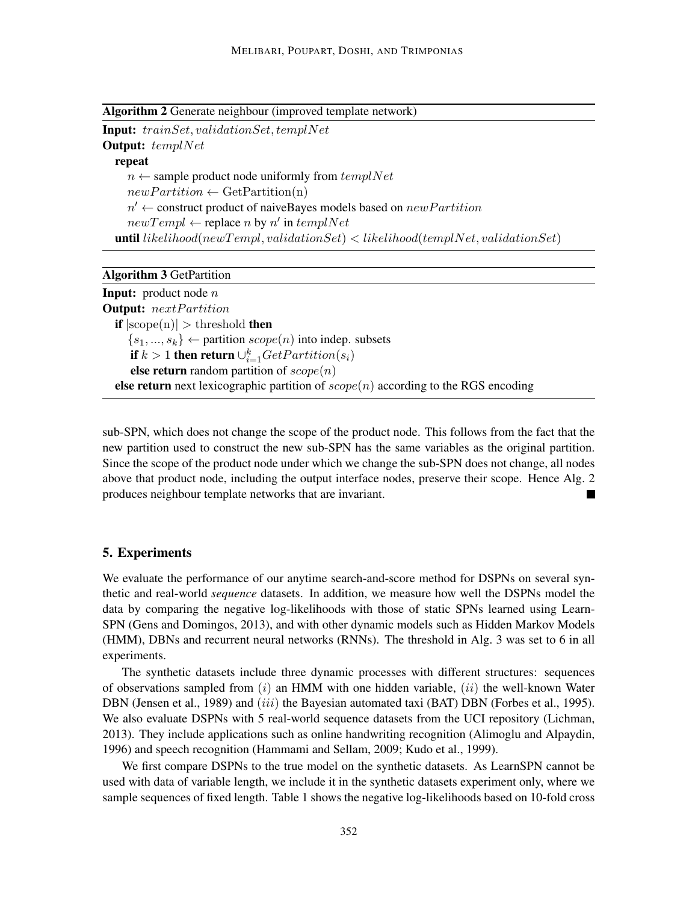**Algorithm 2** Generate neighbour (improved template network)

**Input:** $trainSet, validationSet, templNet$
**Output:** $templNet$
**repeat**
  $n \leftarrow$ sample product node uniformly from $templNet$
  $newPartition \leftarrow \text{GetPartition(n)}$
  $n' \leftarrow$ construct product of naiveBayes models based on $newPartition$
  $newTempl \leftarrow$ replace $n$ by $n'$ in $templNet$
**until** $likelihood(newTempl, validationSet) < likelihood(templNet, validationSet)$

**Algorithm 3** GetPartition

**Input:** product node $n$
**Output:** $nextPartition$
**if** $|\text{scope(n)}| > \text{threshold}$ **then**
  $\{s_1, ..., s_k\} \leftarrow$ partition $scope(n)$ into indep. subsets
  **if** $k > 1$ **then return** $\cup_{i=1}^{k} GetPartition(s_i)$
  **else return** random partition of $scope(n)$
**else return** next lexicographic partition of $scope(n)$ according to the RGS encoding

sub-SPN, which does not change the scope of the product node. This follows from the fact that the new partition used to construct the new sub-SPN has the same variables as the original partition. Since the scope of the product node under which we change the sub-SPN does not change, all nodes above that product node, including the output interface nodes, preserve their scope. Hence Alg. 2 produces neighbour template networks that are invariant. ■

## 5. Experiments

We evaluate the performance of our anytime search-and-score method for DSPNs on several synthetic and real-world *sequence* datasets. In addition, we measure how well the DSPNs model the data by comparing the negative log-likelihoods with those of static SPNs learned using LearnSPN (Gens and Domingos, 2013), and with other dynamic models such as Hidden Markov Models (HMM), DBNs and recurrent neural networks (RNNs). The threshold in Alg. 3 was set to 6 in all experiments.

The synthetic datasets include three dynamic processes with different structures: sequences of observations sampled from $(i)$ an HMM with one hidden variable, $(ii)$ the well-known Water DBN (Jensen et al., 1989) and $(iii)$ the Bayesian automated taxi (BAT) DBN (Forbes et al., 1995). We also evaluate DSPNs with 5 real-world sequence datasets from the UCI repository (Lichman, 2013). They include applications such as online handwriting recognition (Alimoglu and Alpaydin, 1996) and speech recognition (Hammami and Sellam, 2009; Kudo et al., 1999).

We first compare DSPNs to the true model on the synthetic datasets. As LearnSPN cannot be used with data of variable length, we include it in the synthetic datasets experiment only, where we sample sequences of fixed length. Table 1 shows the negative log-likelihoods based on 10-fold cross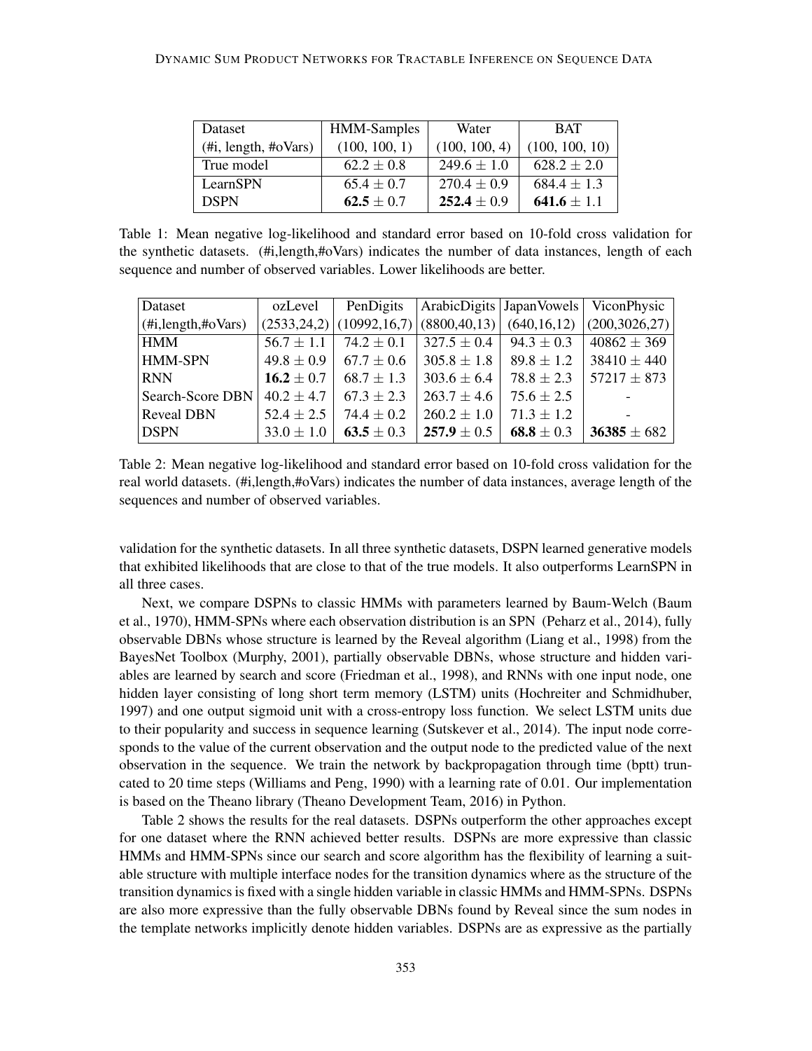| Dataset | HMM-Samples | Water | BAT |
|---|---|---|---|
| (#i, length, #oVars) | (100, 100, 1) | (100, 100, 4) | (100, 100, 10) |
| True model | 62.2 $\pm$ 0.8 | 249.6 $\pm$ 1.0 | 628.2 $\pm$ 2.0 |
| LearnSPN | 65.4 $\pm$ 0.7 | 270.4 $\pm$ 0.9 | 684.4 $\pm$ 1.3 |
| DSPN | **62.5** $\pm$ 0.7 | **252.4** $\pm$ 0.9 | **641.6** $\pm$ 1.1 |

Table 1: Mean negative log-likelihood and standard error based on 10-fold cross validation for the synthetic datasets. (#i,length,#oVars) indicates the number of data instances, length of each sequence and number of observed variables. Lower likelihoods are better.

| Dataset | ozLevel | PenDigits | ArabicDigits | JapanVowels | ViconPhysic |
|---|---|---|---|---|---|
| (#i,length,#oVars) | (2533,24,2) | (10992,16,7) | (8800,40,13) | (640,16,12) | (200,3026,27) |
| HMM | 56.7 $\pm$ 1.1 | 74.2 $\pm$ 0.1 | 327.5 $\pm$ 0.4 | 94.3 $\pm$ 0.3 | 40862 $\pm$ 369 |
| HMM-SPN | 49.8 $\pm$ 0.9 | 67.7 $\pm$ 0.6 | 305.8 $\pm$ 1.8 | 89.8 $\pm$ 1.2 | 38410 $\pm$ 440 |
| RNN | **16.2** $\pm$ 0.7 | 68.7 $\pm$ 1.3 | 303.6 $\pm$ 6.4 | 78.8 $\pm$ 2.3 | 57217 $\pm$ 873 |
| Search-Score DBN | 40.2 $\pm$ 4.7 | 67.3 $\pm$ 2.3 | 263.7 $\pm$ 4.6 | 75.6 $\pm$ 2.5 | - |
| Reveal DBN | 52.4 $\pm$ 2.5 | 74.4 $\pm$ 0.2 | 260.2 $\pm$ 1.0 | 71.3 $\pm$ 1.2 | - |
| DSPN | 33.0 $\pm$ 1.0 | **63.5** $\pm$ 0.3 | **257.9** $\pm$ 0.5 | **68.8** $\pm$ 0.3 | **36385** $\pm$ 682 |

Table 2: Mean negative log-likelihood and standard error based on 10-fold cross validation for the real world datasets. (#i,length,#oVars) indicates the number of data instances, average length of the sequences and number of observed variables.

validation for the synthetic datasets. In all three synthetic datasets, DSPN learned generative models that exhibited likelihoods that are close to that of the true models. It also outperforms LearnSPN in all three cases.

Next, we compare DSPNs to classic HMMs with parameters learned by Baum-Welch (Baum et al., 1970), HMM-SPNs where each observation distribution is an SPN (Peharz et al., 2014), fully observable DBNs whose structure is learned by the Reveal algorithm (Liang et al., 1998) from the BayesNet Toolbox (Murphy, 2001), partially observable DBNs, whose structure and hidden variables are learned by search and score (Friedman et al., 1998), and RNNs with one input node, one hidden layer consisting of long short term memory (LSTM) units (Hochreiter and Schmidhuber, 1997) and one output sigmoid unit with a cross-entropy loss function. We select LSTM units due to their popularity and success in sequence learning (Sutskever et al., 2014). The input node corresponds to the value of the current observation and the output node to the predicted value of the next observation in the sequence. We train the network by backpropagation through time (bptt) truncated to 20 time steps (Williams and Peng, 1990) with a learning rate of 0.01. Our implementation is based on the Theano library (Theano Development Team, 2016) in Python.

Table 2 shows the results for the real datasets. DSPNs outperform the other approaches except for one dataset where the RNN achieved better results. DSPNs are more expressive than classic HMMs and HMM-SPNs since our search and score algorithm has the flexibility of learning a suitable structure with multiple interface nodes for the transition dynamics where as the structure of the transition dynamics is fixed with a single hidden variable in classic HMMs and HMM-SPNs. DSPNs are also more expressive than the fully observable DBNs found by Reveal since the sum nodes in the template networks implicitly denote hidden variables. DSPNs are as expressive as the partially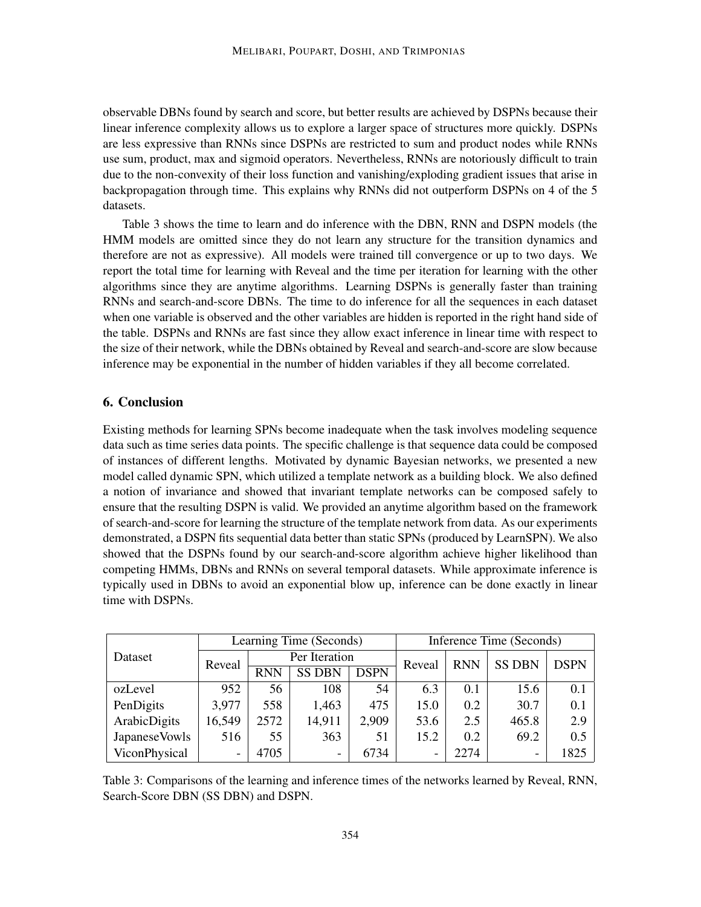observable DBNs found by search and score, but better results are achieved by DSPNs because their linear inference complexity allows us to explore a larger space of structures more quickly. DSPNs are less expressive than RNNs since DSPNs are restricted to sum and product nodes while RNNs use sum, product, max and sigmoid operators. Nevertheless, RNNs are notoriously difficult to train due to the non-convexity of their loss function and vanishing/exploding gradient issues that arise in backpropagation through time. This explains why RNNs did not outperform DSPNs on 4 of the 5 datasets.

Table 3 shows the time to learn and do inference with the DBN, RNN and DSPN models (the HMM models are omitted since they do not learn any structure for the transition dynamics and therefore are not as expressive). All models were trained till convergence or up to two days. We report the total time for learning with Reveal and the time per iteration for learning with the other algorithms since they are anytime algorithms. Learning DSPNs is generally faster than training RNNs and search-and-score DBNs. The time to do inference for all the sequences in each dataset when one variable is observed and the other variables are hidden is reported in the right hand side of the table. DSPNs and RNNs are fast since they allow exact inference in linear time with respect to the size of their network, while the DBNs obtained by Reveal and search-and-score are slow because inference may be exponential in the number of hidden variables if they all become correlated.

## 6. Conclusion

Existing methods for learning SPNs become inadequate when the task involves modeling sequence data such as time series data points. The specific challenge is that sequence data could be composed of instances of different lengths. Motivated by dynamic Bayesian networks, we presented a new model called dynamic SPN, which utilized a template network as a building block. We also defined a notion of invariance and showed that invariant template networks can be composed safely to ensure that the resulting DSPN is valid. We provided an anytime algorithm based on the framework of search-and-score for learning the structure of the template network from data. As our experiments demonstrated, a DSPN fits sequential data better than static SPNs (produced by LearnSPN). We also showed that the DSPNs found by our search-and-score algorithm achieve higher likelihood than competing HMMs, DBNs and RNNs on several temporal datasets. While approximate inference is typically used in DBNs to avoid an exponential blow up, inference can be done exactly in linear time with DSPNs.

| Dataset | Learning Time (Seconds) | | | | Inference Time (Seconds) | | | |
|---|---|---|---|---|---|---|---|---|
| | Reveal | Per Iteration | | | Reveal | RNN | SS DBN | DSPN |
| | | RNN | SS DBN | DSPN | | | | |
| ozLevel | 952 | 56 | 108 | 54 | 6.3 | 0.1 | 15.6 | 0.1 |
| PenDigits | 3,977 | 558 | 1,463 | 475 | 15.0 | 0.2 | 30.7 | 0.1 |
| ArabicDigits | 16,549 | 2572 | 14,911 | 2,909 | 53.6 | 2.5 | 465.8 | 2.9 |
| JapaneseVowls | 516 | 55 | 363 | 51 | 15.2 | 0.2 | 69.2 | 0.5 |
| ViconPhysical | - | 4705 | - | 6734 | - | 2274 | - | 1825 |

Table 3: Comparisons of the learning and inference times of the networks learned by Reveal, RNN, Search-Score DBN (SS DBN) and DSPN.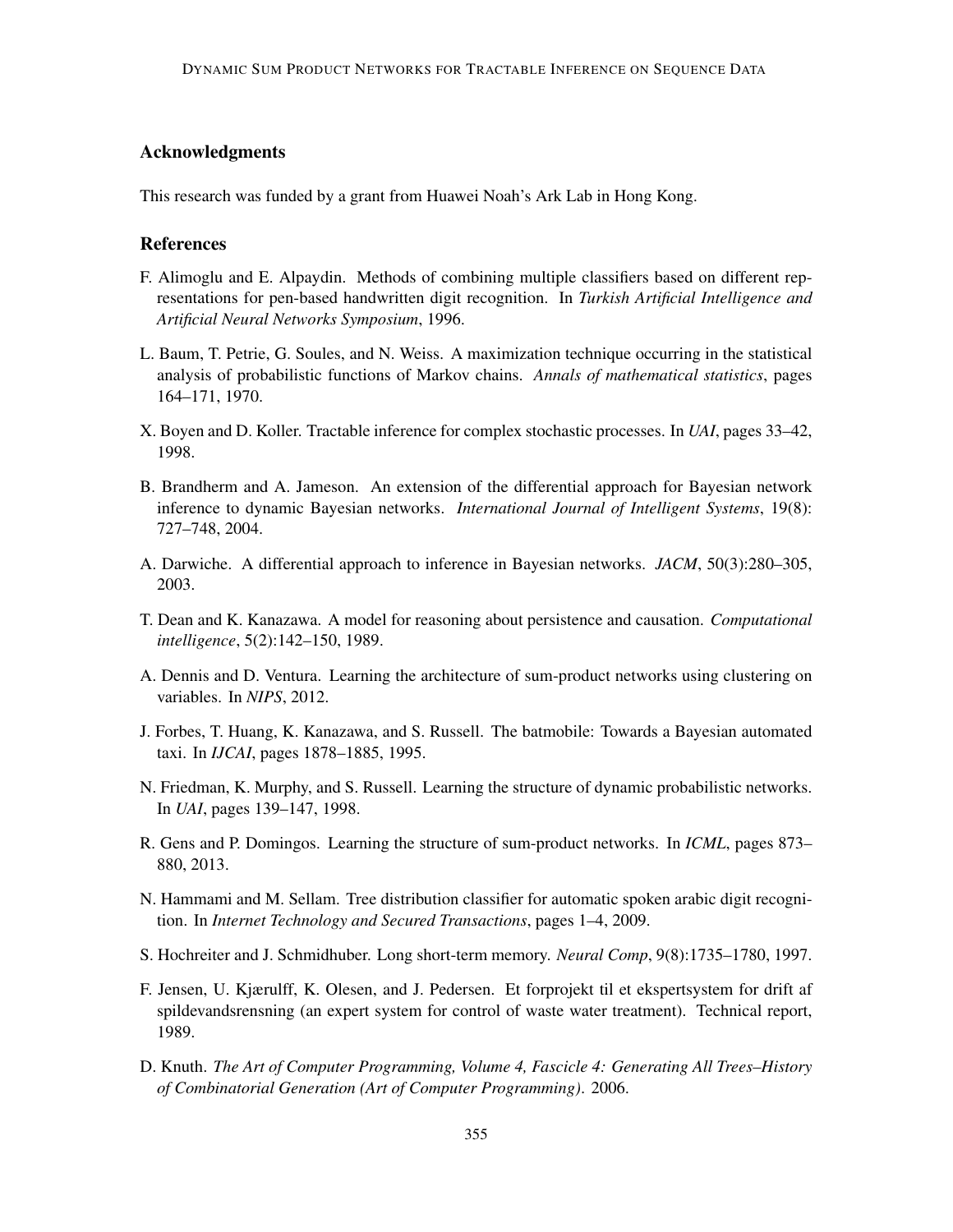## Acknowledgments

This research was funded by a grant from Huawei Noah's Ark Lab in Hong Kong.

## References

F. Alimoglu and E. Alpaydin. Methods of combining multiple classifiers based on different representations for pen-based handwritten digit recognition. In *Turkish Artificial Intelligence and Artificial Neural Networks Symposium*, 1996.

L. Baum, T. Petrie, G. Soules, and N. Weiss. A maximization technique occurring in the statistical analysis of probabilistic functions of Markov chains. *Annals of mathematical statistics*, pages 164–171, 1970.

X. Boyen and D. Koller. Tractable inference for complex stochastic processes. In *UAI*, pages 33–42, 1998.

B. Brandherm and A. Jameson. An extension of the differential approach for Bayesian network inference to dynamic Bayesian networks. *International Journal of Intelligent Systems*, 19(8): 727–748, 2004.

A. Darwiche. A differential approach to inference in Bayesian networks. *JACM*, 50(3):280–305, 2003.

T. Dean and K. Kanazawa. A model for reasoning about persistence and causation. *Computational intelligence*, 5(2):142–150, 1989.

A. Dennis and D. Ventura. Learning the architecture of sum-product networks using clustering on variables. In *NIPS*, 2012.

J. Forbes, T. Huang, K. Kanazawa, and S. Russell. The batmobile: Towards a Bayesian automated taxi. In *IJCAI*, pages 1878–1885, 1995.

N. Friedman, K. Murphy, and S. Russell. Learning the structure of dynamic probabilistic networks. In *UAI*, pages 139–147, 1998.

R. Gens and P. Domingos. Learning the structure of sum-product networks. In *ICML*, pages 873–880, 2013.

N. Hammami and M. Sellam. Tree distribution classifier for automatic spoken arabic digit recognition. In *Internet Technology and Secured Transactions*, pages 1–4, 2009.

S. Hochreiter and J. Schmidhuber. Long short-term memory. *Neural Comp*, 9(8):1735–1780, 1997.

F. Jensen, U. Kjærulff, K. Olesen, and J. Pedersen. Et forprojekt til et ekspertsystem for drift af spildevandsrensning (an expert system for control of waste water treatment). Technical report, 1989.

D. Knuth. *The Art of Computer Programming, Volume 4, Fascicle 4: Generating All Trees–History of Combinatorial Generation (Art of Computer Programming)*. 2006.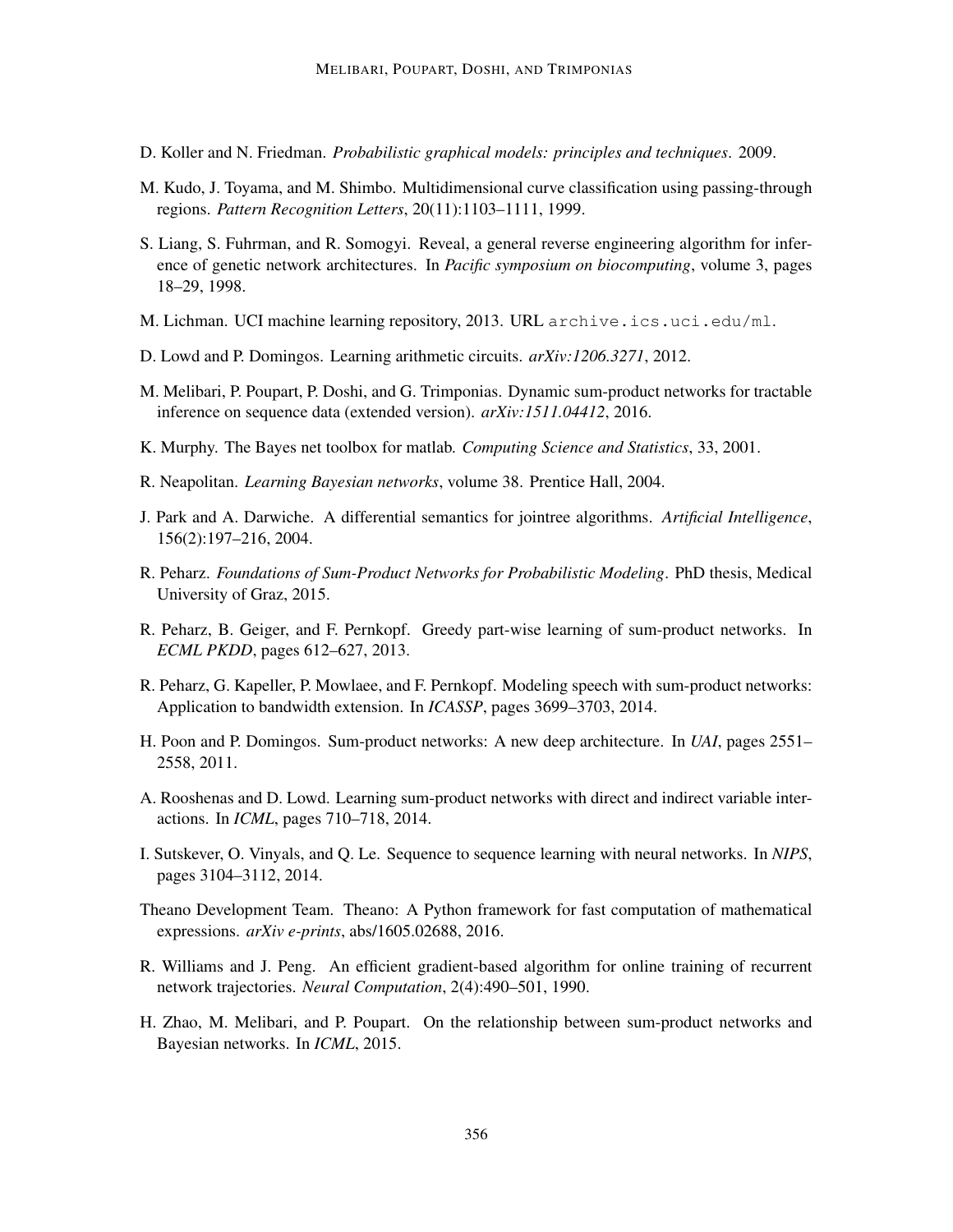D. Koller and N. Friedman. *Probabilistic graphical models: principles and techniques*. 2009.

M. Kudo, J. Toyama, and M. Shimbo. Multidimensional curve classification using passing-through regions. *Pattern Recognition Letters*, 20(11):1103–1111, 1999.

S. Liang, S. Fuhrman, and R. Somogyi. Reveal, a general reverse engineering algorithm for inference of genetic network architectures. In *Pacific symposium on biocomputing*, volume 3, pages 18–29, 1998.

M. Lichman. UCI machine learning repository, 2013. URL `archive.ics.uci.edu/ml`.

D. Lowd and P. Domingos. Learning arithmetic circuits. *arXiv:1206.3271*, 2012.

M. Melibari, P. Poupart, P. Doshi, and G. Trimponias. Dynamic sum-product networks for tractable inference on sequence data (extended version). *arXiv:1511.04412*, 2016.

K. Murphy. The Bayes net toolbox for matlab. *Computing Science and Statistics*, 33, 2001.

R. Neapolitan. *Learning Bayesian networks*, volume 38. Prentice Hall, 2004.

J. Park and A. Darwiche. A differential semantics for jointree algorithms. *Artificial Intelligence*, 156(2):197–216, 2004.

R. Peharz. *Foundations of Sum-Product Networks for Probabilistic Modeling*. PhD thesis, Medical University of Graz, 2015.

R. Peharz, B. Geiger, and F. Pernkopf. Greedy part-wise learning of sum-product networks. In *ECML PKDD*, pages 612–627, 2013.

R. Peharz, G. Kapeller, P. Mowlaee, and F. Pernkopf. Modeling speech with sum-product networks: Application to bandwidth extension. In *ICASSP*, pages 3699–3703, 2014.

H. Poon and P. Domingos. Sum-product networks: A new deep architecture. In *UAI*, pages 2551–2558, 2011.

A. Rooshenas and D. Lowd. Learning sum-product networks with direct and indirect variable interactions. In *ICML*, pages 710–718, 2014.

I. Sutskever, O. Vinyals, and Q. Le. Sequence to sequence learning with neural networks. In *NIPS*, pages 3104–3112, 2014.

Theano Development Team. Theano: A Python framework for fast computation of mathematical expressions. *arXiv e-prints*, abs/1605.02688, 2016.

R. Williams and J. Peng. An efficient gradient-based algorithm for online training of recurrent network trajectories. *Neural Computation*, 2(4):490–501, 1990.

H. Zhao, M. Melibari, and P. Poupart. On the relationship between sum-product networks and Bayesian networks. In *ICML*, 2015.